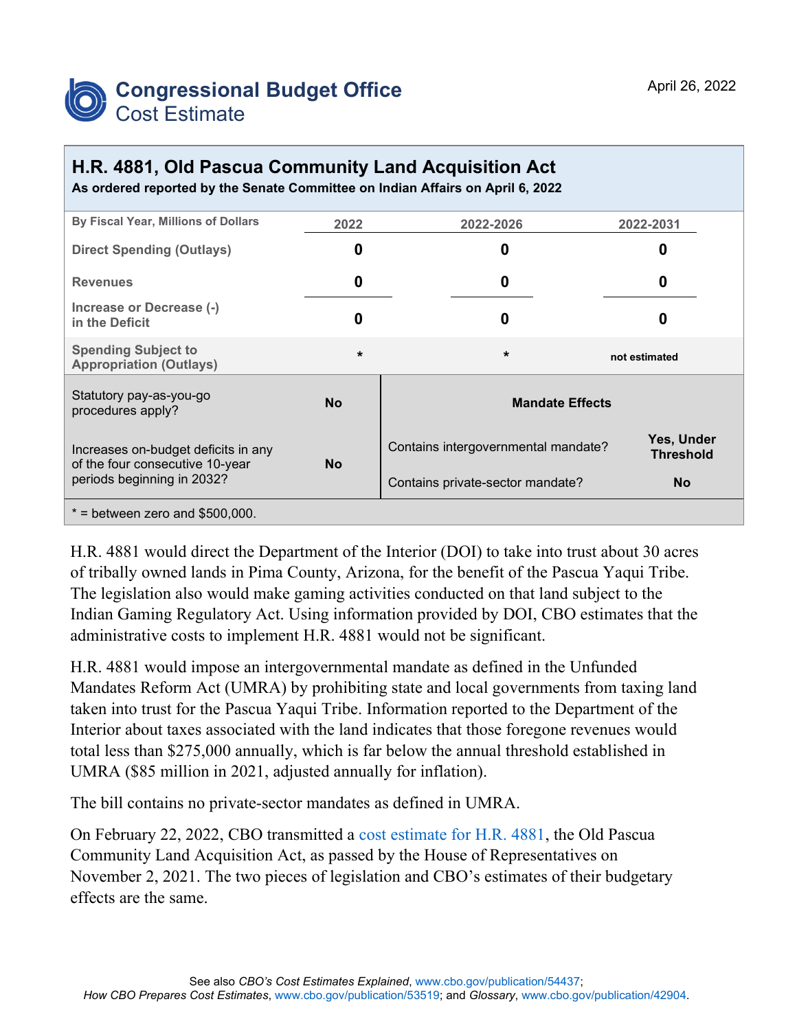# Congressional Budget Office
## Cost Estimate

April 26, 2022

## H.R. 4881, Old Pascua Community Land Acquisition Act

**As ordered reported by the Senate Committee on Indian Affairs on April 6, 2022**

| By Fiscal Year, Millions of Dollars | 2022 | 2022-2026 | 2022-2031 |
|---|---|---|---|
| **Direct Spending (Outlays)** | **0** | **0** | **0** |
| **Revenues** | **0** | **0** | **0** |
| **Increase or Decrease (-) in the Deficit** | **0** | **0** | **0** |
| **Spending Subject to Appropriation (Outlays)** | * | * | not estimated |

| | | Mandate Effects | |
|---|---|---|---|
| Statutory pay-as-you-go procedures apply? | **No** | Contains intergovernmental mandate? | **Yes, Under Threshold** |
| Increases on-budget deficits in any of the four consecutive 10-year periods beginning in 2032? | **No** | Contains private-sector mandate? | **No** |

* = between zero and $500,000.

H.R. 4881 would direct the Department of the Interior (DOI) to take into trust about 30 acres of tribally owned lands in Pima County, Arizona, for the benefit of the Pascua Yaqui Tribe. The legislation also would make gaming activities conducted on that land subject to the Indian Gaming Regulatory Act. Using information provided by DOI, CBO estimates that the administrative costs to implement H.R. 4881 would not be significant.

H.R. 4881 would impose an intergovernmental mandate as defined in the Unfunded Mandates Reform Act (UMRA) by prohibiting state and local governments from taxing land taken into trust for the Pascua Yaqui Tribe. Information reported to the Department of the Interior about taxes associated with the land indicates that those foregone revenues would total less than $275,000 annually, which is far below the annual threshold established in UMRA ($85 million in 2021, adjusted annually for inflation).

The bill contains no private-sector mandates as defined in UMRA.

On February 22, 2022, CBO transmitted a cost estimate for H.R. 4881, the Old Pascua Community Land Acquisition Act, as passed by the House of Representatives on November 2, 2021. The two pieces of legislation and CBO's estimates of their budgetary effects are the same.

See also *CBO's Cost Estimates Explained*, www.cbo.gov/publication/54437; *How CBO Prepares Cost Estimates*, www.cbo.gov/publication/53519; and *Glossary*, www.cbo.gov/publication/42904.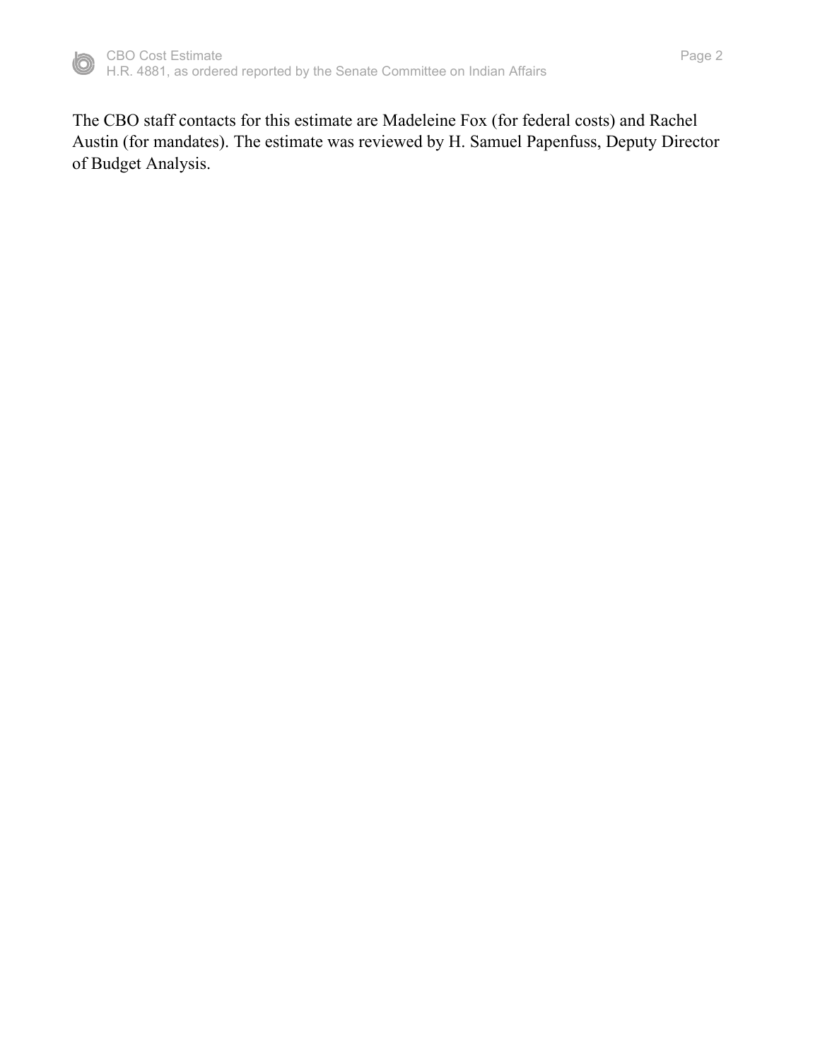The CBO staff contacts for this estimate are Madeleine Fox (for federal costs) and Rachel Austin (for mandates). The estimate was reviewed by H. Samuel Papenfuss, Deputy Director of Budget Analysis.